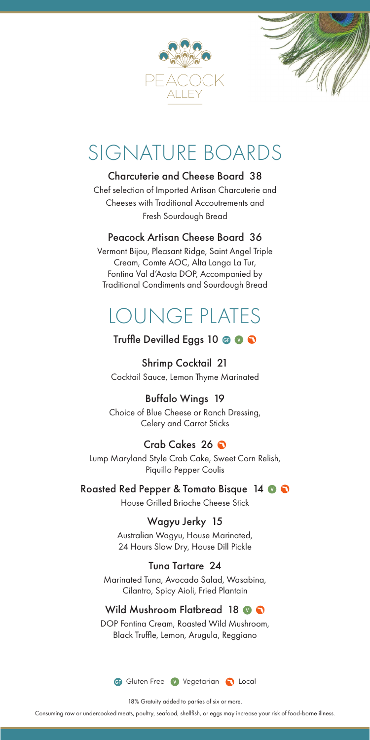PEACOCK
ALLEY

# SIGNATURE BOARDS

### Charcuterie and Cheese Board 38

Chef selection of Imported Artisan Charcuterie and Cheeses with Traditional Accoutrements and Fresh Sourdough Bread

### Peacock Artisan Cheese Board 36

Vermont Bijou, Pleasant Ridge, Saint Angel Triple Cream, Comte AOC, Alta Langa La Tur, Fontina Val d'Aosta DOP, Accompanied by Traditional Condiments and Sourdough Bread

# LOUNGE PLATES

### Truffle Devilled Eggs 10 GF V Local

### Shrimp Cocktail 21

Cocktail Sauce, Lemon Thyme Marinated

### Buffalo Wings 19

Choice of Blue Cheese or Ranch Dressing, Celery and Carrot Sticks

### Crab Cakes 26 Local

Lump Maryland Style Crab Cake, Sweet Corn Relish, Piquillo Pepper Coulis

### Roasted Red Pepper & Tomato Bisque 14 V Local

House Grilled Brioche Cheese Stick

### Wagyu Jerky 15

Australian Wagyu, House Marinated, 24 Hours Slow Dry, House Dill Pickle

### Tuna Tartare 24

Marinated Tuna, Avocado Salad, Wasabina, Cilantro, Spicy Aioli, Fried Plantain

### Wild Mushroom Flatbread 18 V Local

DOP Fontina Cream, Roasted Wild Mushroom, Black Truffle, Lemon, Arugula, Reggiano

GF Gluten Free V Vegetarian Local

18% Gratuity added to parties of six or more.

Consuming raw or undercooked meats, poultry, seafood, shellfish, or eggs may increase your risk of food-borne illness.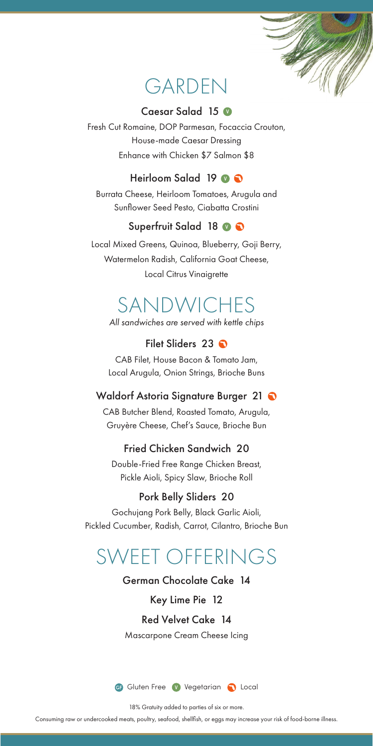# GARDEN

### Caesar Salad 15 V

Fresh Cut Romaine, DOP Parmesan, Focaccia Crouton, House-made Caesar Dressing

Enhance with Chicken $7 Salmon $8

### Heirloom Salad 19 V Local

Burrata Cheese, Heirloom Tomatoes, Arugula and Sunflower Seed Pesto, Ciabatta Crostini

### Superfruit Salad 18 V Local

Local Mixed Greens, Quinoa, Blueberry, Goji Berry, Watermelon Radish, California Goat Cheese, Local Citrus Vinaigrette

# SANDWICHES

*All sandwiches are served with kettle chips*

### Filet Sliders 23 Local

CAB Filet, House Bacon & Tomato Jam, Local Arugula, Onion Strings, Brioche Buns

### Waldorf Astoria Signature Burger 21 Local

CAB Butcher Blend, Roasted Tomato, Arugula, Gruyère Cheese, Chef's Sauce, Brioche Bun

### Fried Chicken Sandwich 20

Double-Fried Free Range Chicken Breast, Pickle Aioli, Spicy Slaw, Brioche Roll

### Pork Belly Sliders 20

Gochujang Pork Belly, Black Garlic Aioli, Pickled Cucumber, Radish, Carrot, Cilantro, Brioche Bun

# SWEET OFFERINGS

### German Chocolate Cake 14

### Key Lime Pie 12

### Red Velvet Cake 14

Mascarpone Cream Cheese Icing

GF Gluten Free   V Vegetarian   Local

18% Gratuity added to parties of six or more.

Consuming raw or undercooked meats, poultry, seafood, shellfish, or eggs may increase your risk of food-borne illness.